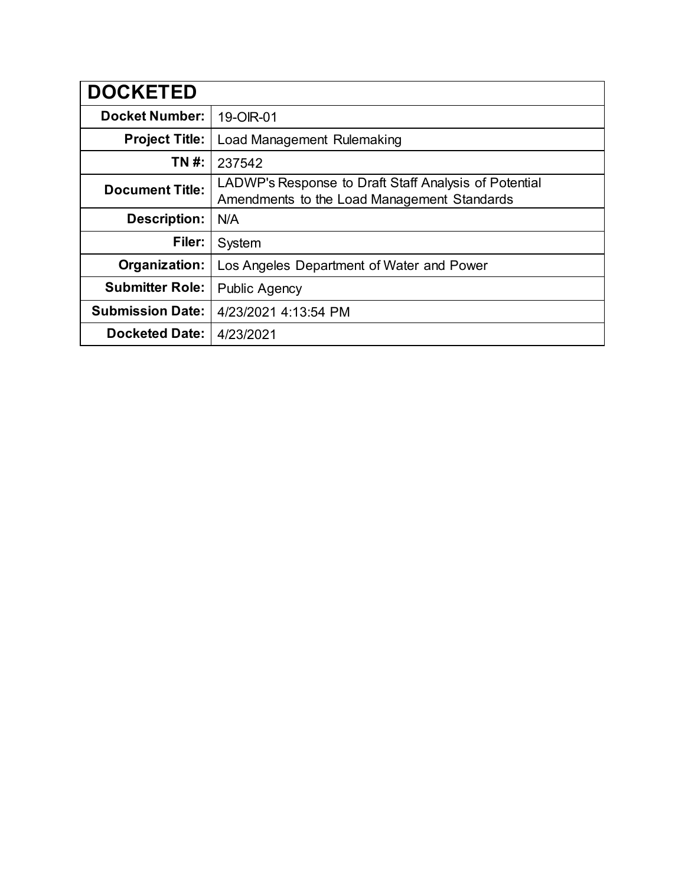| DOCKETED | |
|---|---|
| **Docket Number:** | 19-OIR-01 |
| **Project Title:** | Load Management Rulemaking |
| **TN #:** | 237542 |
| **Document Title:** | LADWP's Response to Draft Staff Analysis of Potential Amendments to the Load Management Standards |
| **Description:** | N/A |
| **Filer:** | System |
| **Organization:** | Los Angeles Department of Water and Power |
| **Submitter Role:** | Public Agency |
| **Submission Date:** | 4/23/2021 4:13:54 PM |
| **Docketed Date:** | 4/23/2021 |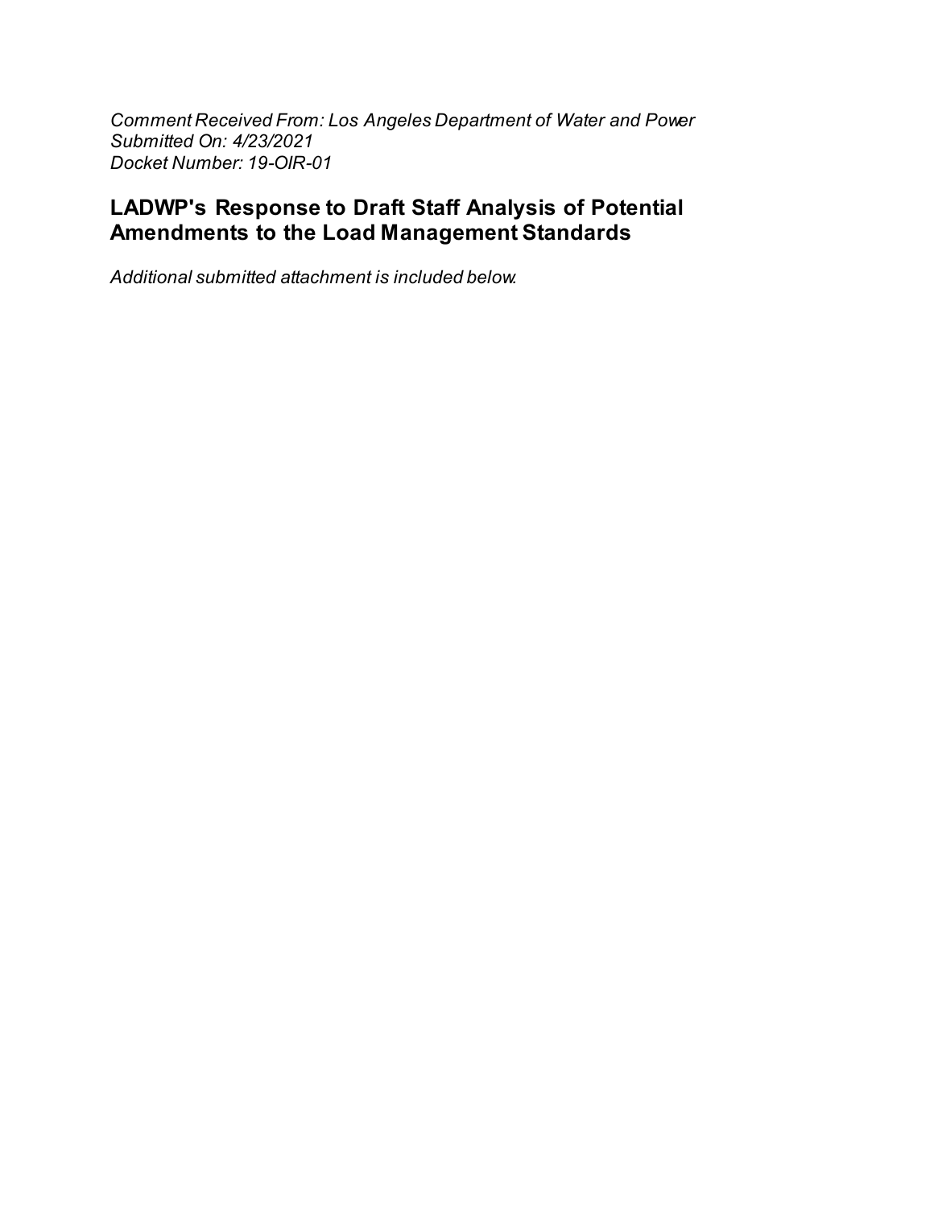*Comment Received From: Los Angeles Department of Water and Power*
*Submitted On: 4/23/2021*
*Docket Number: 19-OIR-01*

## LADWP's Response to Draft Staff Analysis of Potential Amendments to the Load Management Standards

*Additional submitted attachment is included below.*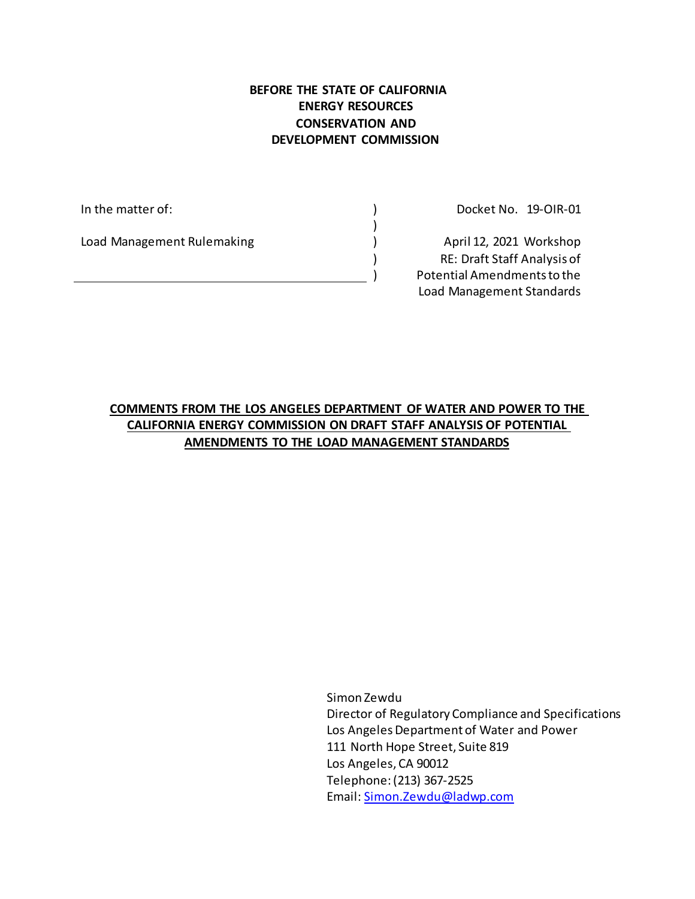**BEFORE THE STATE OF CALIFORNIA**
**ENERGY RESOURCES**
**CONSERVATION AND**
**DEVELOPMENT COMMISSION**

| | | |
|---|---|---|
| In the matter of: | ) | Docket No. 19-OIR-01 |
| | ) | |
| Load Management Rulemaking | ) | April 12, 2021 Workshop |
| | ) | RE: Draft Staff Analysis of |
| | ) | Potential Amendments to the Load Management Standards |

**COMMENTS FROM THE LOS ANGELES DEPARTMENT OF WATER AND POWER TO THE CALIFORNIA ENERGY COMMISSION ON DRAFT STAFF ANALYSIS OF POTENTIAL AMENDMENTS TO THE LOAD MANAGEMENT STANDARDS**

Simon Zewdu
Director of Regulatory Compliance and Specifications
Los Angeles Department of Water and Power
111 North Hope Street, Suite 819
Los Angeles, CA 90012
Telephone: (213) 367-2525
Email: Simon.Zewdu@ladwp.com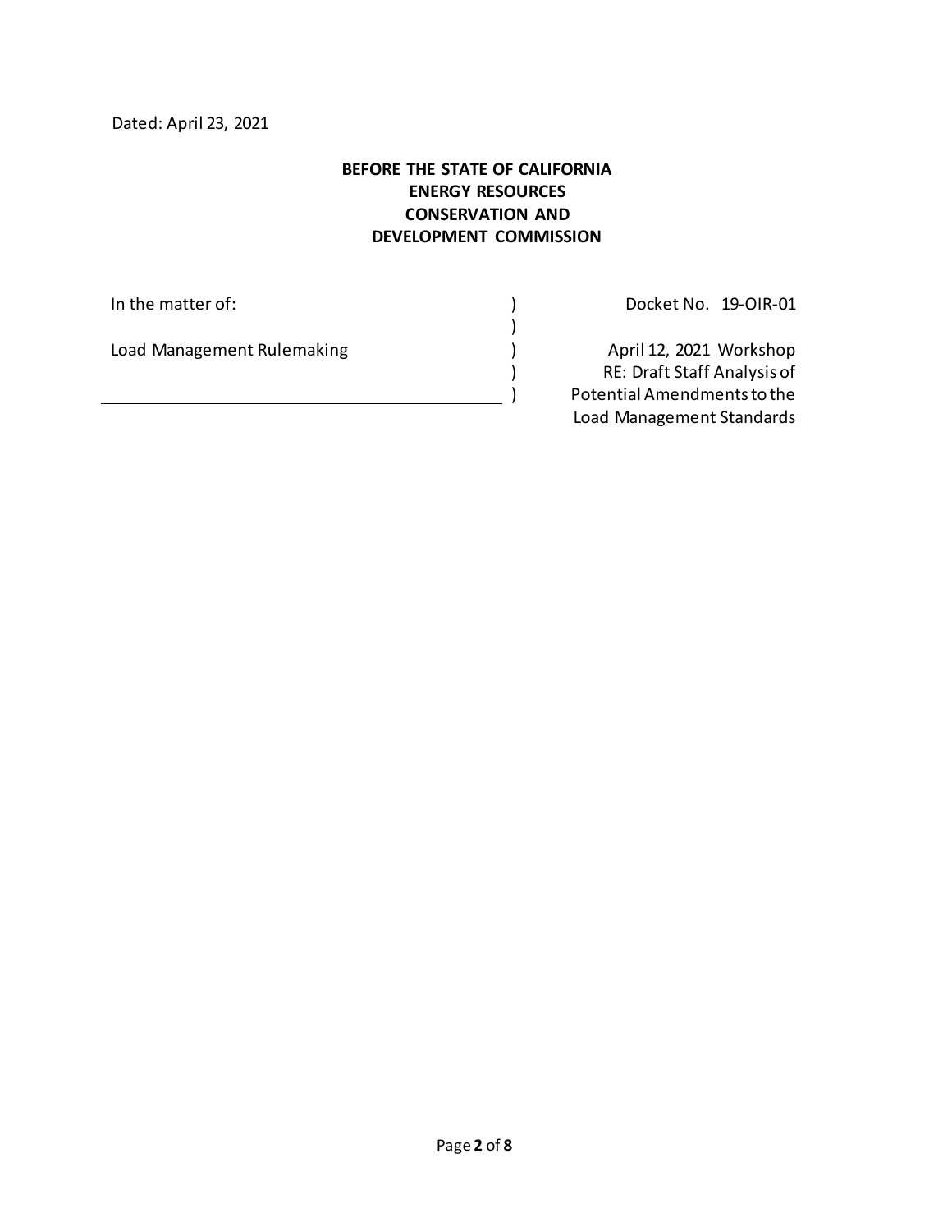Dated: April 23, 2021

**BEFORE THE STATE OF CALIFORNIA**
**ENERGY RESOURCES**
**CONSERVATION AND**
**DEVELOPMENT COMMISSION**

| In the matter of: | ) | Docket No. 19-OIR-01 |
|---|---|---|
| | ) | |
| Load Management Rulemaking | ) | April 12, 2021 Workshop |
| | ) | RE: Draft Staff Analysis of |
| | ) | Potential Amendments to the |
| | | Load Management Standards |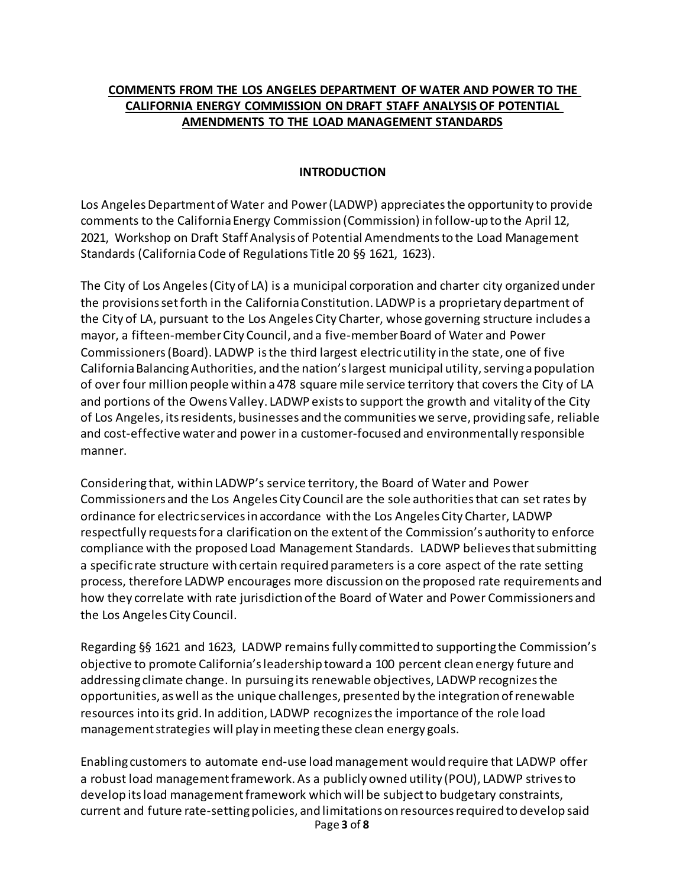**COMMENTS FROM THE LOS ANGELES DEPARTMENT OF WATER AND POWER TO THE CALIFORNIA ENERGY COMMISSION ON DRAFT STAFF ANALYSIS OF POTENTIAL AMENDMENTS TO THE LOAD MANAGEMENT STANDARDS**

**INTRODUCTION**

Los Angeles Department of Water and Power (LADWP) appreciates the opportunity to provide comments to the California Energy Commission (Commission) in follow-up to the April 12, 2021, Workshop on Draft Staff Analysis of Potential Amendments to the Load Management Standards (California Code of Regulations Title 20 §§ 1621, 1623).

The City of Los Angeles (City of LA) is a municipal corporation and charter city organized under the provisions set forth in the California Constitution. LADWP is a proprietary department of the City of LA, pursuant to the Los Angeles City Charter, whose governing structure includes a mayor, a fifteen-member City Council, and a five-member Board of Water and Power Commissioners (Board). LADWP is the third largest electric utility in the state, one of five California Balancing Authorities, and the nation's largest municipal utility, serving a population of over four million people within a 478 square mile service territory that covers the City of LA and portions of the Owens Valley. LADWP exists to support the growth and vitality of the City of Los Angeles, its residents, businesses and the communities we serve, providing safe, reliable and cost-effective water and power in a customer-focused and environmentally responsible manner.

Considering that, within LADWP's service territory, the Board of Water and Power Commissioners and the Los Angeles City Council are the sole authorities that can set rates by ordinance for electric services in accordance with the Los Angeles City Charter, LADWP respectfully requests for a clarification on the extent of the Commission's authority to enforce compliance with the proposed Load Management Standards. LADWP believes that submitting a specific rate structure with certain required parameters is a core aspect of the rate setting process, therefore LADWP encourages more discussion on the proposed rate requirements and how they correlate with rate jurisdiction of the Board of Water and Power Commissioners and the Los Angeles City Council.

Regarding §§ 1621 and 1623, LADWP remains fully committed to supporting the Commission's objective to promote California's leadership toward a 100 percent clean energy future and addressing climate change. In pursuing its renewable objectives, LADWP recognizes the opportunities, as well as the unique challenges, presented by the integration of renewable resources into its grid. In addition, LADWP recognizes the importance of the role load management strategies will play in meeting these clean energy goals.

Enabling customers to automate end-use load management would require that LADWP offer a robust load management framework. As a publicly owned utility (POU), LADWP strives to develop its load management framework which will be subject to budgetary constraints, current and future rate-setting policies, and limitations on resources required to develop said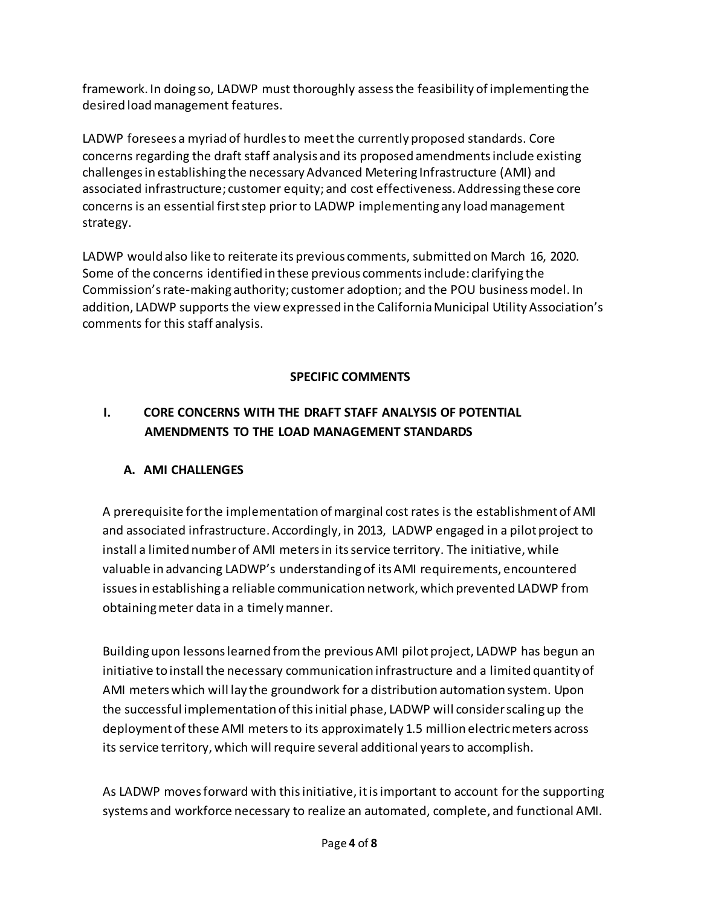framework. In doing so, LADWP must thoroughly assess the feasibility of implementing the desired load management features.

LADWP foresees a myriad of hurdles to meet the currently proposed standards. Core concerns regarding the draft staff analysis and its proposed amendments include existing challenges in establishing the necessary Advanced Metering Infrastructure (AMI) and associated infrastructure; customer equity; and cost effectiveness. Addressing these core concerns is an essential first step prior to LADWP implementing any load management strategy.

LADWP would also like to reiterate its previous comments, submitted on March 16, 2020. Some of the concerns identified in these previous comments include: clarifying the Commission's rate-making authority; customer adoption; and the POU business model. In addition, LADWP supports the view expressed in the California Municipal Utility Association's comments for this staff analysis.

## SPECIFIC COMMENTS

### I. CORE CONCERNS WITH THE DRAFT STAFF ANALYSIS OF POTENTIAL AMENDMENTS TO THE LOAD MANAGEMENT STANDARDS

#### A. AMI CHALLENGES

A prerequisite for the implementation of marginal cost rates is the establishment of AMI and associated infrastructure. Accordingly, in 2013, LADWP engaged in a pilot project to install a limited number of AMI meters in its service territory. The initiative, while valuable in advancing LADWP's understanding of its AMI requirements, encountered issues in establishing a reliable communication network, which prevented LADWP from obtaining meter data in a timely manner.

Building upon lessons learned from the previous AMI pilot project, LADWP has begun an initiative to install the necessary communication infrastructure and a limited quantity of AMI meters which will lay the groundwork for a distribution automation system. Upon the successful implementation of this initial phase, LADWP will consider scaling up the deployment of these AMI meters to its approximately 1.5 million electric meters across its service territory, which will require several additional years to accomplish.

As LADWP moves forward with this initiative, it is important to account for the supporting systems and workforce necessary to realize an automated, complete, and functional AMI.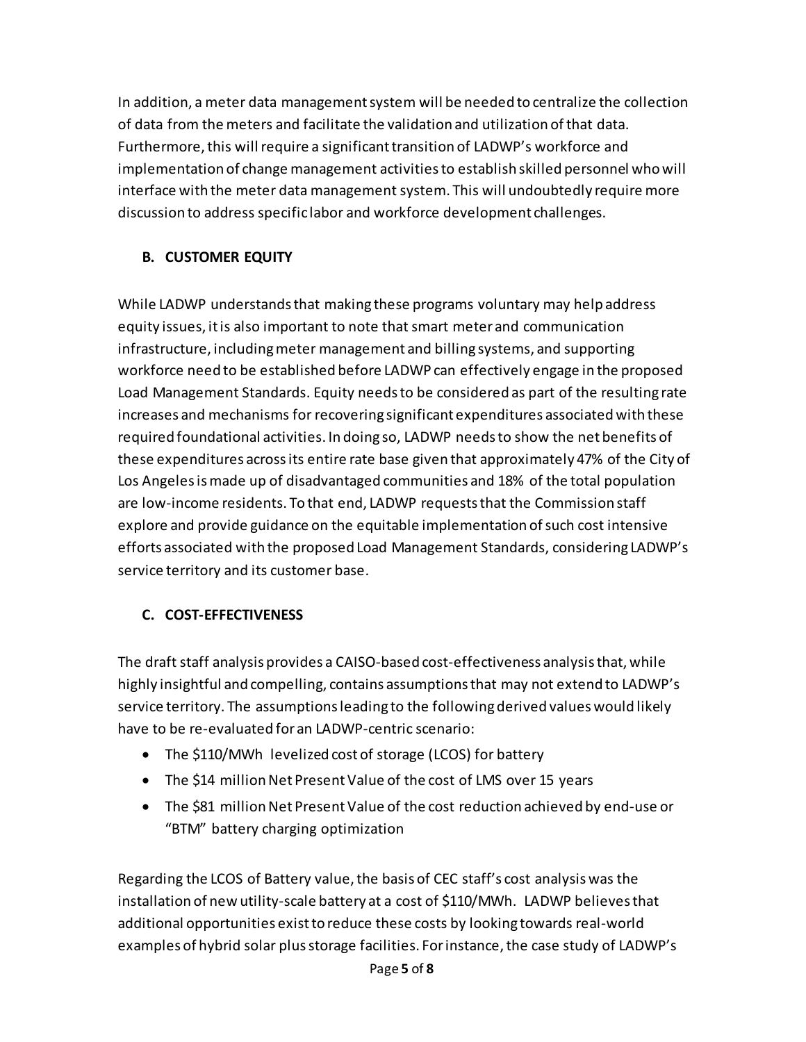In addition, a meter data management system will be needed to centralize the collection of data from the meters and facilitate the validation and utilization of that data. Furthermore, this will require a significant transition of LADWP's workforce and implementation of change management activities to establish skilled personnel who will interface with the meter data management system. This will undoubtedly require more discussion to address specific labor and workforce development challenges.

### B. CUSTOMER EQUITY

While LADWP understands that making these programs voluntary may help address equity issues, it is also important to note that smart meter and communication infrastructure, including meter management and billing systems, and supporting workforce need to be established before LADWP can effectively engage in the proposed Load Management Standards. Equity needs to be considered as part of the resulting rate increases and mechanisms for recovering significant expenditures associated with these required foundational activities. In doing so, LADWP needs to show the net benefits of these expenditures across its entire rate base given that approximately 47% of the City of Los Angeles is made up of disadvantaged communities and 18% of the total population are low-income residents. To that end, LADWP requests that the Commission staff explore and provide guidance on the equitable implementation of such cost intensive efforts associated with the proposed Load Management Standards, considering LADWP's service territory and its customer base.

### C. COST-EFFECTIVENESS

The draft staff analysis provides a CAISO-based cost-effectiveness analysis that, while highly insightful and compelling, contains assumptions that may not extend to LADWP's service territory. The assumptions leading to the following derived values would likely have to be re-evaluated for an LADWP-centric scenario:

- The $110/MWh levelized cost of storage (LCOS) for battery
- The $14 million Net Present Value of the cost of LMS over 15 years
- The $81 million Net Present Value of the cost reduction achieved by end-use or "BTM" battery charging optimization

Regarding the LCOS of Battery value, the basis of CEC staff's cost analysis was the installation of new utility-scale battery at a cost of $110/MWh. LADWP believes that additional opportunities exist to reduce these costs by looking towards real-world examples of hybrid solar plus storage facilities. For instance, the case study of LADWP's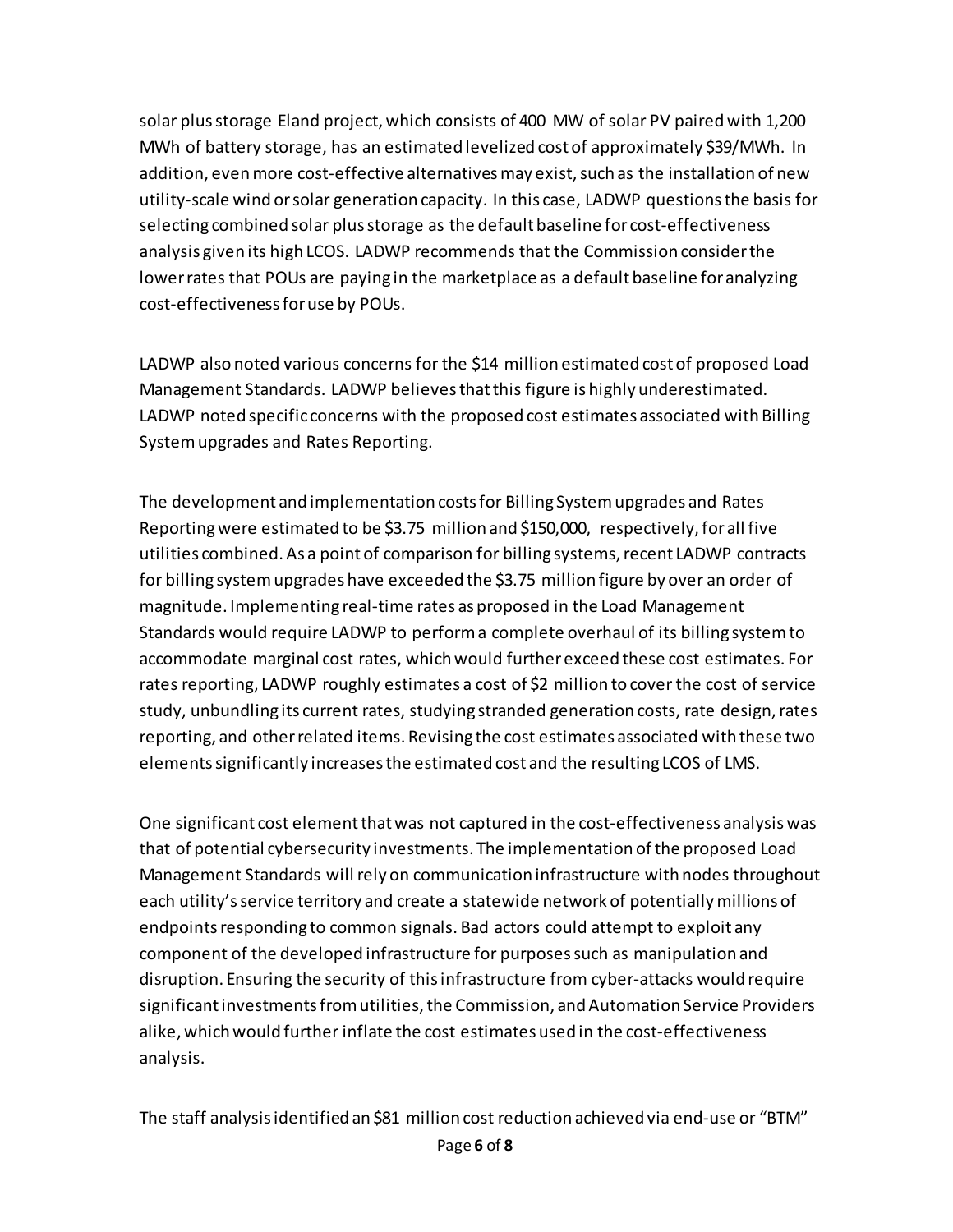solar plus storage Eland project, which consists of 400 MW of solar PV paired with 1,200 MWh of battery storage, has an estimated levelized cost of approximately $39/MWh. In addition, even more cost-effective alternatives may exist, such as the installation of new utility-scale wind or solar generation capacity. In this case, LADWP questions the basis for selecting combined solar plus storage as the default baseline for cost-effectiveness analysis given its high LCOS. LADWP recommends that the Commission consider the lower rates that POUs are paying in the marketplace as a default baseline for analyzing cost-effectiveness for use by POUs.

LADWP also noted various concerns for the $14 million estimated cost of proposed Load Management Standards. LADWP believes that this figure is highly underestimated. LADWP noted specific concerns with the proposed cost estimates associated with Billing System upgrades and Rates Reporting.

The development and implementation costs for Billing System upgrades and Rates Reporting were estimated to be $3.75 million and $150,000, respectively, for all five utilities combined. As a point of comparison for billing systems, recent LADWP contracts for billing system upgrades have exceeded the $3.75 million figure by over an order of magnitude. Implementing real-time rates as proposed in the Load Management Standards would require LADWP to perform a complete overhaul of its billing system to accommodate marginal cost rates, which would further exceed these cost estimates. For rates reporting, LADWP roughly estimates a cost of $2 million to cover the cost of service study, unbundling its current rates, studying stranded generation costs, rate design, rates reporting, and other related items. Revising the cost estimates associated with these two elements significantly increases the estimated cost and the resulting LCOS of LMS.

One significant cost element that was not captured in the cost-effectiveness analysis was that of potential cybersecurity investments. The implementation of the proposed Load Management Standards will rely on communication infrastructure with nodes throughout each utility's service territory and create a statewide network of potentially millions of endpoints responding to common signals. Bad actors could attempt to exploit any component of the developed infrastructure for purposes such as manipulation and disruption. Ensuring the security of this infrastructure from cyber-attacks would require significant investments from utilities, the Commission, and Automation Service Providers alike, which would further inflate the cost estimates used in the cost-effectiveness analysis.

The staff analysis identified an $81 million cost reduction achieved via end-use or "BTM"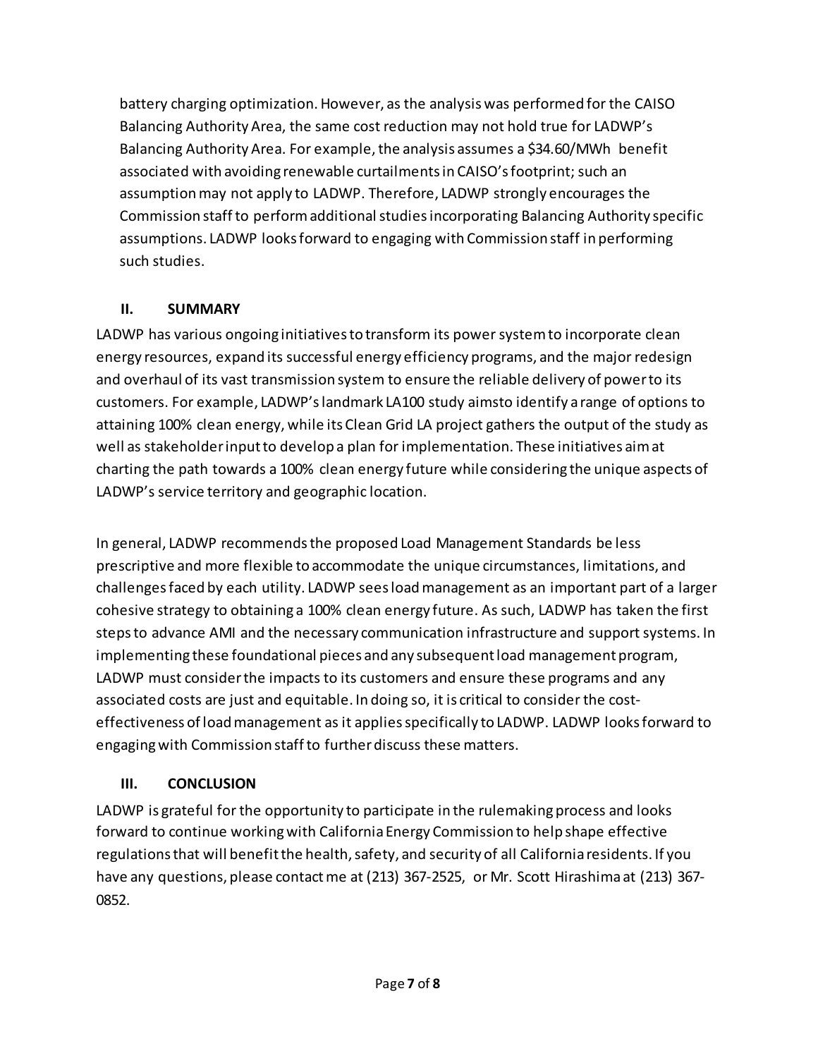battery charging optimization. However, as the analysis was performed for the CAISO Balancing Authority Area, the same cost reduction may not hold true for LADWP's Balancing Authority Area. For example, the analysis assumes a $34.60/MWh benefit associated with avoiding renewable curtailments in CAISO's footprint; such an assumption may not apply to LADWP. Therefore, LADWP strongly encourages the Commission staff to perform additional studies incorporating Balancing Authority specific assumptions. LADWP looks forward to engaging with Commission staff in performing such studies.

## II. SUMMARY

LADWP has various ongoing initiatives to transform its power system to incorporate clean energy resources, expand its successful energy efficiency programs, and the major redesign and overhaul of its vast transmission system to ensure the reliable delivery of power to its customers. For example, LADWP's landmark LA100 study aimsto identify a range of options to attaining 100% clean energy, while its Clean Grid LA project gathers the output of the study as well as stakeholder input to develop a plan for implementation. These initiatives aim at charting the path towards a 100% clean energy future while considering the unique aspects of LADWP's service territory and geographic location.

In general, LADWP recommends the proposed Load Management Standards be less prescriptive and more flexible to accommodate the unique circumstances, limitations, and challenges faced by each utility. LADWP sees load management as an important part of a larger cohesive strategy to obtaining a 100% clean energy future. As such, LADWP has taken the first steps to advance AMI and the necessary communication infrastructure and support systems. In implementing these foundational pieces and any subsequent load management program, LADWP must consider the impacts to its customers and ensure these programs and any associated costs are just and equitable. In doing so, it is critical to consider the cost-effectiveness of load management as it applies specifically to LADWP. LADWP looks forward to engaging with Commission staff to further discuss these matters.

## III. CONCLUSION

LADWP is grateful for the opportunity to participate in the rulemaking process and looks forward to continue working with California Energy Commission to help shape effective regulations that will benefit the health, safety, and security of all California residents. If you have any questions, please contact me at (213) 367-2525, or Mr. Scott Hirashima at (213) 367-0852.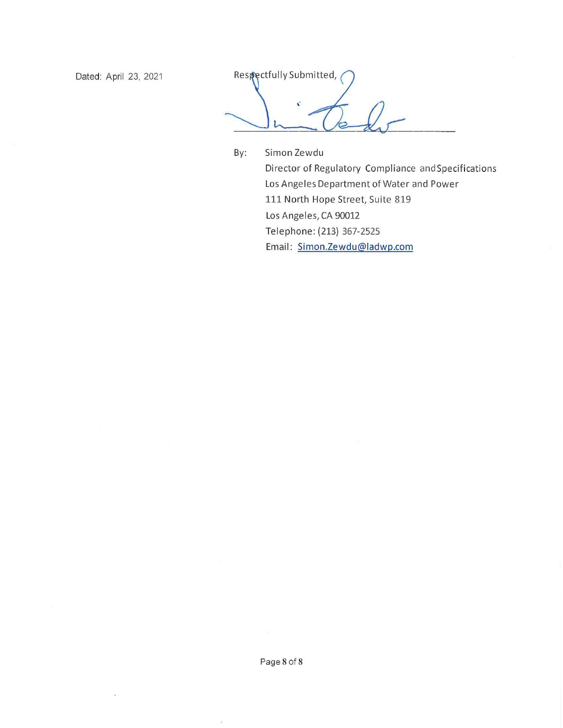Dated: April 23, 2021

Respectfully Submitted,

By: Simon Zewdu
Director of Regulatory Compliance and Specifications
Los Angeles Department of Water and Power
111 North Hope Street, Suite 819
Los Angeles, CA 90012
Telephone: (213) 367-2525
Email: Simon.Zewdu@ladwp.com